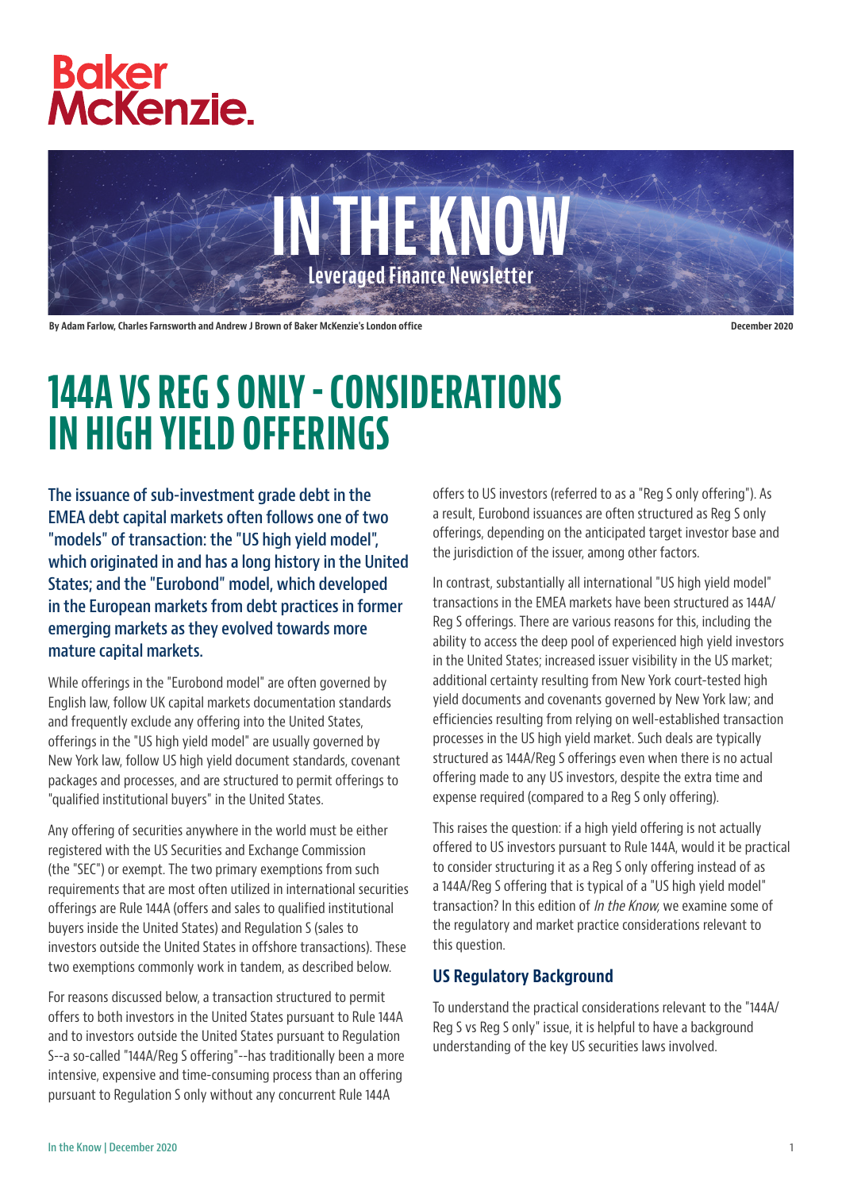Baker McKenzie.

# IN THE KNOW

Leveraged Finance Newsletter

By Adam Farlow, Charles Farnsworth and Andrew J Brown of Baker McKenzie's London office

December 2020

# 144A VS REG S ONLY - CONSIDERATIONS IN HIGH YIELD OFFERINGS

**The issuance of sub-investment grade debt in the EMEA debt capital markets often follows one of two "models" of transaction: the "US high yield model", which originated in and has a long history in the United States; and the "Eurobond" model, which developed in the European markets from debt practices in former emerging markets as they evolved towards more mature capital markets.**

While offerings in the "Eurobond model" are often governed by English law, follow UK capital markets documentation standards and frequently exclude any offering into the United States, offerings in the "US high yield model" are usually governed by New York law, follow US high yield document standards, covenant packages and processes, and are structured to permit offerings to "qualified institutional buyers" in the United States.

Any offering of securities anywhere in the world must be either registered with the US Securities and Exchange Commission (the "SEC") or exempt. The two primary exemptions from such requirements that are most often utilized in international securities offerings are Rule 144A (offers and sales to qualified institutional buyers inside the United States) and Regulation S (sales to investors outside the United States in offshore transactions). These two exemptions commonly work in tandem, as described below.

For reasons discussed below, a transaction structured to permit offers to both investors in the United States pursuant to Rule 144A and to investors outside the United States pursuant to Regulation S--a so-called "144A/Reg S offering"--has traditionally been a more intensive, expensive and time-consuming process than an offering pursuant to Regulation S only without any concurrent Rule 144A offers to US investors (referred to as a "Reg S only offering"). As a result, Eurobond issuances are often structured as Reg S only offerings, depending on the anticipated target investor base and the jurisdiction of the issuer, among other factors.

In contrast, substantially all international "US high yield model" transactions in the EMEA markets have been structured as 144A/Reg S offerings. There are various reasons for this, including the ability to access the deep pool of experienced high yield investors in the United States; increased issuer visibility in the US market; additional certainty resulting from New York court-tested high yield documents and covenants governed by New York law; and efficiencies resulting from relying on well-established transaction processes in the US high yield market. Such deals are typically structured as 144A/Reg S offerings even when there is no actual offering made to any US investors, despite the extra time and expense required (compared to a Reg S only offering).

This raises the question: if a high yield offering is not actually offered to US investors pursuant to Rule 144A, would it be practical to consider structuring it as a Reg S only offering instead of as a 144A/Reg S offering that is typical of a "US high yield model" transaction? In this edition of *In the Know,* we examine some of the regulatory and market practice considerations relevant to this question.

## US Regulatory Background

To understand the practical considerations relevant to the "144A/ Reg S vs Reg S only" issue, it is helpful to have a background understanding of the key US securities laws involved.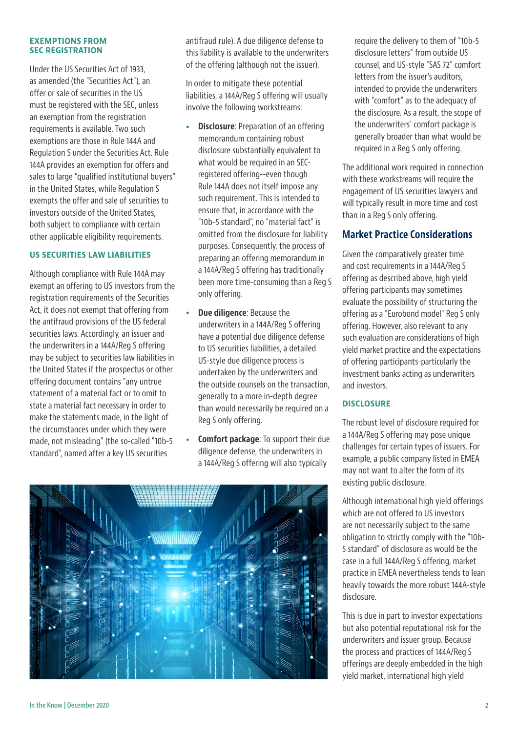### EXEMPTIONS FROM SEC REGISTRATION

Under the US Securities Act of 1933, as amended (the "Securities Act"), an offer or sale of securities in the US must be registered with the SEC, unless an exemption from the registration requirements is available. Two such exemptions are those in Rule 144A and Regulation S under the Securities Act. Rule 144A provides an exemption for offers and sales to large "qualified institutional buyers" in the United States, while Regulation S exempts the offer and sale of securities to investors outside of the United States, both subject to compliance with certain other applicable eligibility requirements.

### US SECURITIES LAW LIABILITIES

Although compliance with Rule 144A may exempt an offering to US investors from the registration requirements of the Securities Act, it does not exempt that offering from the antifraud provisions of the US federal securities laws. Accordingly, an issuer and the underwriters in a 144A/Reg S offering may be subject to securities law liabilities in the United States if the prospectus or other offering document contains "any untrue statement of a material fact or to omit to state a material fact necessary in order to make the statements made, in the light of the circumstances under which they were made, not misleading" (the so-called "10b-5 standard", named after a key US securities antifraud rule). A due diligence defense to this liability is available to the underwriters of the offering (although not the issuer).

In order to mitigate these potential liabilities, a 144A/Reg S offering will usually involve the following workstreams:

- **Disclosure**: Preparation of an offering memorandum containing robust disclosure substantially equivalent to what would be required in an SEC-registered offering--even though Rule 144A does not itself impose any such requirement. This is intended to ensure that, in accordance with the "10b-5 standard", no "material fact" is omitted from the disclosure for liability purposes. Consequently, the process of preparing an offering memorandum in a 144A/Reg S offering has traditionally been more time-consuming than a Reg S only offering.
- **Due diligence**: Because the underwriters in a 144A/Reg S offering have a potential due diligence defense to US securities liabilities, a detailed US-style due diligence process is undertaken by the underwriters and the outside counsels on the transaction, generally to a more in-depth degree than would necessarily be required on a Reg S only offering.
- **Comfort package**: To support their due diligence defense, the underwriters in a 144A/Reg S offering will also typically require the delivery to them of "10b-5 disclosure letters" from outside US counsel, and US-style "SAS 72" comfort letters from the issuer's auditors, intended to provide the underwriters with "comfort" as to the adequacy of the disclosure. As a result, the scope of the underwriters' comfort package is generally broader than what would be required in a Reg S only offering.

The additional work required in connection with these workstreams will require the engagement of US securities lawyers and will typically result in more time and cost than in a Reg S only offering.

## Market Practice Considerations

Given the comparatively greater time and cost requirements in a 144A/Reg S offering as described above, high yield offering participants may sometimes evaluate the possibility of structuring the offering as a "Eurobond model" Reg S only offering. However, also relevant to any such evaluation are considerations of high yield market practice and the expectations of offering participants-particularly the investment banks acting as underwriters and investors.

### DISCLOSURE

The robust level of disclosure required for a 144A/Reg S offering may pose unique challenges for certain types of issuers. For example, a public company listed in EMEA may not want to alter the form of its existing public disclosure.

Although international high yield offerings which are not offered to US investors are not necessarily subject to the same obligation to strictly comply with the "10b-5 standard" of disclosure as would be the case in a full 144A/Reg S offering, market practice in EMEA nevertheless tends to lean heavily towards the more robust 144A-style disclosure.

This is due in part to investor expectations but also potential reputational risk for the underwriters and issuer group. Because the process and practices of 144A/Reg S offerings are deeply embedded in the high yield market, international high yield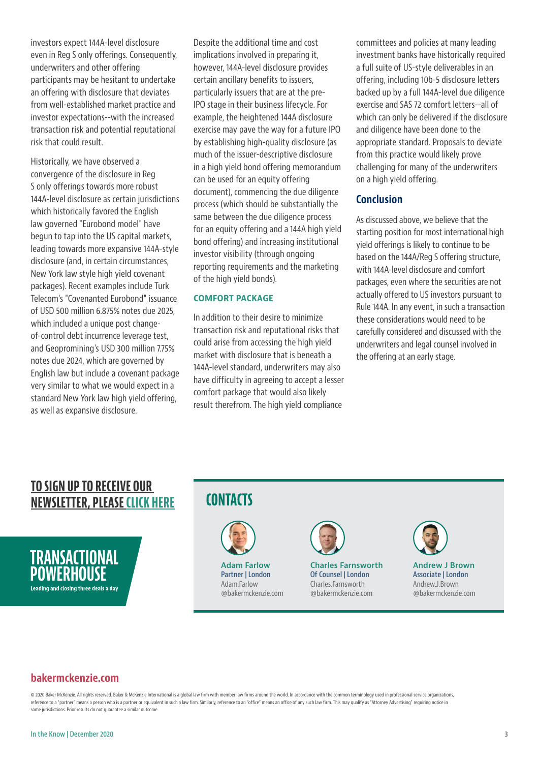investors expect 144A-level disclosure even in Reg S only offerings. Consequently, underwriters and other offering participants may be hesitant to undertake an offering with disclosure that deviates from well-established market practice and investor expectations--with the increased transaction risk and potential reputational risk that could result.

Historically, we have observed a convergence of the disclosure in Reg S only offerings towards more robust 144A-level disclosure as certain jurisdictions which historically favored the English law governed "Eurobond model" have begun to tap into the US capital markets, leading towards more expansive 144A-style disclosure (and, in certain circumstances, New York law style high yield covenant packages). Recent examples include Turk Telecom's "Covenanted Eurobond" issuance of USD 500 million 6.875% notes due 2025, which included a unique post change-of-control debt incurrence leverage test, and Geopromining's USD 300 million 7.75% notes due 2024, which are governed by English law but include a covenant package very similar to what we would expect in a standard New York law high yield offering, as well as expansive disclosure.

Despite the additional time and cost implications involved in preparing it, however, 144A-level disclosure provides certain ancillary benefits to issuers, particularly issuers that are at the pre-IPO stage in their business lifecycle. For example, the heightened 144A disclosure exercise may pave the way for a future IPO by establishing high-quality disclosure (as much of the issuer-descriptive disclosure in a high yield bond offering memorandum can be used for an equity offering document), commencing the due diligence process (which should be substantially the same between the due diligence process for an equity offering and a 144A high yield bond offering) and increasing institutional investor visibility (through ongoing reporting requirements and the marketing of the high yield bonds).

### COMFORT PACKAGE

In addition to their desire to minimize transaction risk and reputational risks that could arise from accessing the high yield market with disclosure that is beneath a 144A-level standard, underwriters may also have difficulty in agreeing to accept a lesser comfort package that would also likely result therefrom. The high yield compliance committees and policies at many leading investment banks have historically required a full suite of US-style deliverables in an offering, including 10b-5 disclosure letters backed up by a full 144A-level due diligence exercise and SAS 72 comfort letters--all of which can only be delivered if the disclosure and diligence have been done to the appropriate standard. Proposals to deviate from this practice would likely prove challenging for many of the underwriters on a high yield offering.

## Conclusion

As discussed above, we believe that the starting position for most international high yield offerings is likely to continue to be based on the 144A/Reg S offering structure, with 144A-level disclosure and comfort packages, even where the securities are not actually offered to US investors pursuant to Rule 144A. In any event, in such a transaction these considerations would need to be carefully considered and discussed with the underwriters and legal counsel involved in the offering at an early stage.

**TO SIGN UP TO RECEIVE OUR NEWSLETTER, PLEASE CLICK HERE**

**TRANSACTIONAL POWERHOUSE**
Leading and closing three deals a day

## CONTACTS

**Adam Farlow**
Partner | London
Adam.Farlow@bakermckenzie.com

**Charles Farnsworth**
Of Counsel | London
Charles.Farnsworth@bakermckenzie.com

**Andrew J Brown**
Associate | London
Andrew.J.Brown@bakermckenzie.com

**bakermckenzie.com**

© 2020 Baker McKenzie. All rights reserved. Baker & McKenzie International is a global law firm with member law firms around the world. In accordance with the common terminology used in professional service organizations, reference to a "partner" means a person who is a partner or equivalent in such a law firm. Similarly, reference to an "office" means an office of any such law firm. This may qualify as "Attorney Advertising" requiring notice in some jurisdictions. Prior results do not guarantee a similar outcome.